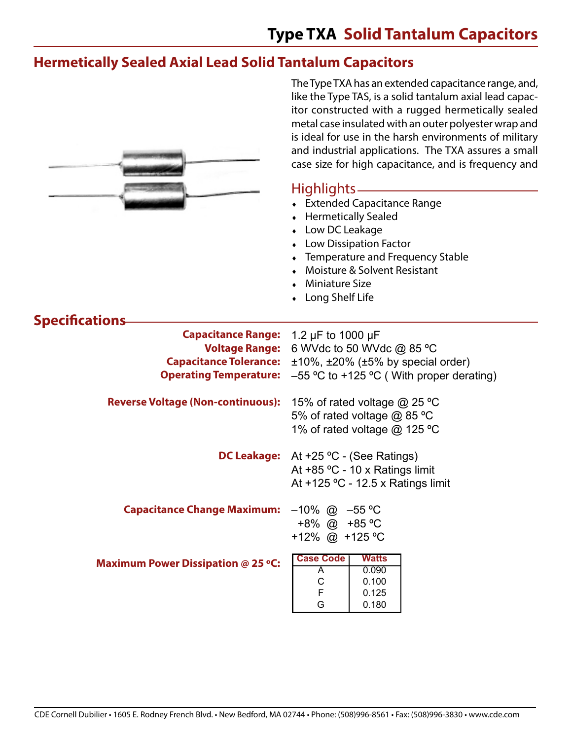# Type TXA Solid Tantalum Capacitors

## Hermetically Sealed Axial Lead Solid Tantalum Capacitors

The Type TXA has an extended capacitance range, and, like the Type TAS, is a solid tantalum axial lead capacitor constructed with a rugged hermetically sealed metal case insulated with an outer polyester wrap and is ideal for use in the harsh environments of military and industrial applications. The TXA assures a small case size for high capacitance, and is frequency and

### Highlights

- Extended Capacitance Range
- Hermetically Sealed
- Low DC Leakage
- Low Dissipation Factor
- Temperature and Frequency Stable
- Moisture & Solvent Resistant
- Miniature Size
- Long Shelf Life

## Specifications

**Capacitance Range:** 1.2 µF to 1000 µF

**Voltage Range:** 6 WVdc to 50 WVdc @ 85 ºC

**Capacitance Tolerance:** ±10%, ±20% (±5% by special order)

**Operating Temperature:** –55 ºC to +125 ºC ( With proper derating)

**Reverse Voltage (Non-continuous):**
15% of rated voltage @ 25 ºC
5% of rated voltage @ 85 ºC
1% of rated voltage @ 125 ºC

**DC Leakage:**
At +25 ºC - (See Ratings)
At +85 ºC - 10 x Ratings limit
At +125 ºC - 12.5 x Ratings limit

**Capacitance Change Maximum:**
–10% @ –55 ºC
+8% @ +85 ºC
+12% @ +125 ºC

**Maximum Power Dissipation @ 25 ºC:**

| Case Code | Watts |
|---|---|
| A | 0.090 |
| C | 0.100 |
| F | 0.125 |
| G | 0.180 |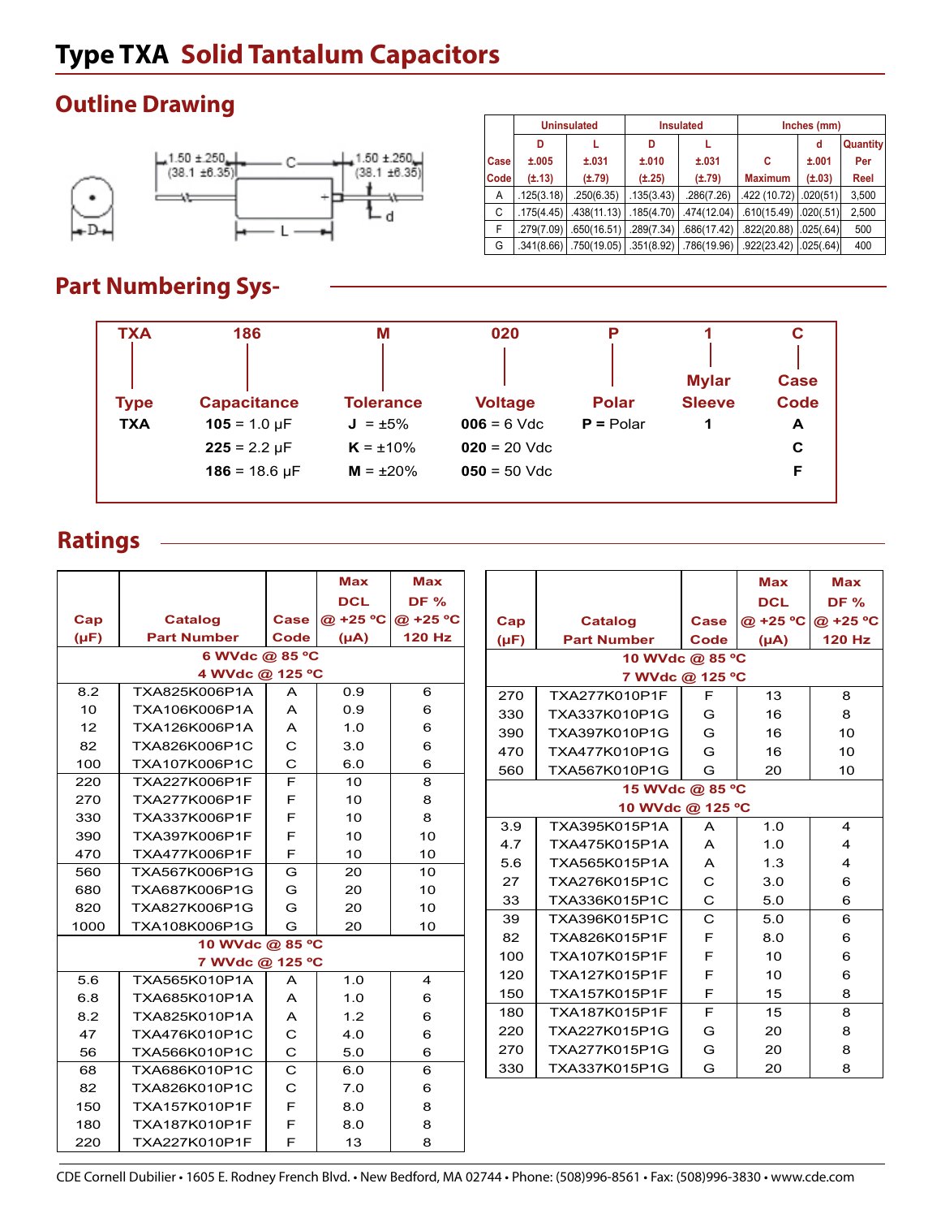# Type TXA Solid Tantalum Capacitors

## Outline Drawing

| | Uninsulated | | Insulated | | Inches (mm) | | |
|---|---|---|---|---|---|---|---|
| Case Code | D ±.005 (±.13) | L ±.031 (±.79) | D ±.010 (±.25) | L ±.031 (±.79) | C Maximum | d ±.001 (±.03) | Quantity Per Reel |
| A | .125(3.18) | .250(6.35) | .135(3.43) | .286(7.26) | .422 (10.72) | .020(51) | 3,500 |
| C | .175(4.45) | .438(11.13) | .185(4.70) | .474(12.04) | .610(15.49) | .020(.51) | 2,500 |
| F | .279(7.09) | .650(16.51) | .289(7.34) | .686(17.42) | .822(20.88) | .025(.64) | 500 |
| G | .341(8.66) | .750(19.05) | .351(8.92) | .786(19.96) | .922(23.42) | .025(.64) | 400 |

1.50 ±.250 (38.1 ±6.35) — C — 1.50 ±.250 (38.1 ±6.35)

D, L, d

## Part Numbering Sys-

| TXA | 186 | M | 020 | P | 1 | C |
|---|---|---|---|---|---|---|
| Type | Capacitance | Tolerance | Voltage | Polar | Mylar Sleeve | Case Code |
| **TXA** | **105** = 1.0 µF | **J** = ±5% | **006** = 6 Vdc | **P =** Polar | **1** | **A** |
| | **225** = 2.2 µF | **K** = ±10% | **020** = 20 Vdc | | | **C** |
| | **186** = 18.6 µF | **M** = ±20% | **050** = 50 Vdc | | | **F** |

## Ratings

| Cap (µF) | Catalog Part Number | Case Code | Max DCL @ +25 ºC (µA) | Max DF % @ +25 ºC 120 Hz |
|---|---|---|---|---|
| **6 WVdc @ 85 ºC / 4 WVdc @ 125 ºC** | | | | |
| 8.2 | TXA825K006P1A | A | 0.9 | 6 |
| 10 | TXA106K006P1A | A | 0.9 | 6 |
| 12 | TXA126K006P1A | A | 1.0 | 6 |
| 82 | TXA826K006P1C | C | 3.0 | 6 |
| 100 | TXA107K006P1C | C | 6.0 | 6 |
| 220 | TXA227K006P1F | F | 10 | 8 |
| 270 | TXA277K006P1F | F | 10 | 8 |
| 330 | TXA337K006P1F | F | 10 | 8 |
| 390 | TXA397K006P1F | F | 10 | 10 |
| 470 | TXA477K006P1F | F | 10 | 10 |
| 560 | TXA567K006P1G | G | 20 | 10 |
| 680 | TXA687K006P1G | G | 20 | 10 |
| 820 | TXA827K006P1G | G | 20 | 10 |
| 1000 | TXA108K006P1G | G | 20 | 10 |
| **10 WVdc @ 85 ºC / 7 WVdc @ 125 ºC** | | | | |
| 5.6 | TXA565K010P1A | A | 1.0 | 4 |
| 6.8 | TXA685K010P1A | A | 1.0 | 6 |
| 8.2 | TXA825K010P1A | A | 1.2 | 6 |
| 47 | TXA476K010P1C | C | 4.0 | 6 |
| 56 | TXA566K010P1C | C | 5.0 | 6 |
| 68 | TXA686K010P1C | C | 6.0 | 6 |
| 82 | TXA826K010P1C | C | 7.0 | 6 |
| 150 | TXA157K010P1F | F | 8.0 | 8 |
| 180 | TXA187K010P1F | F | 8.0 | 8 |
| 220 | TXA227K010P1F | F | 13 | 8 |

| Cap (µF) | Catalog Part Number | Case Code | Max DCL @ +25 ºC (µA) | Max DF % @ +25 ºC 120 Hz |
|---|---|---|---|---|
| **10 WVdc @ 85 ºC / 7 WVdc @ 125 ºC** | | | | |
| 270 | TXA277K010P1F | F | 13 | 8 |
| 330 | TXA337K010P1G | G | 16 | 8 |
| 390 | TXA397K010P1G | G | 16 | 10 |
| 470 | TXA477K010P1G | G | 16 | 10 |
| 560 | TXA567K010P1G | G | 20 | 10 |
| **15 WVdc @ 85 ºC / 10 WVdc @ 125 ºC** | | | | |
| 3.9 | TXA395K015P1A | A | 1.0 | 4 |
| 4.7 | TXA475K015P1A | A | 1.0 | 4 |
| 5.6 | TXA565K015P1A | A | 1.3 | 4 |
| 27 | TXA276K015P1C | C | 3.0 | 6 |
| 33 | TXA336K015P1C | C | 5.0 | 6 |
| 39 | TXA396K015P1C | C | 5.0 | 6 |
| 82 | TXA826K015P1F | F | 8.0 | 6 |
| 100 | TXA107K015P1F | F | 10 | 6 |
| 120 | TXA127K015P1F | F | 10 | 6 |
| 150 | TXA157K015P1F | F | 15 | 8 |
| 180 | TXA187K015P1F | F | 15 | 8 |
| 220 | TXA227K015P1G | G | 20 | 8 |
| 270 | TXA277K015P1G | G | 20 | 8 |
| 330 | TXA337K015P1G | G | 20 | 8 |

CDE Cornell Dubilier • 1605 E. Rodney French Blvd. • New Bedford, MA 02744 • Phone: (508)996-8561 • Fax: (508)996-3830 • www.cde.com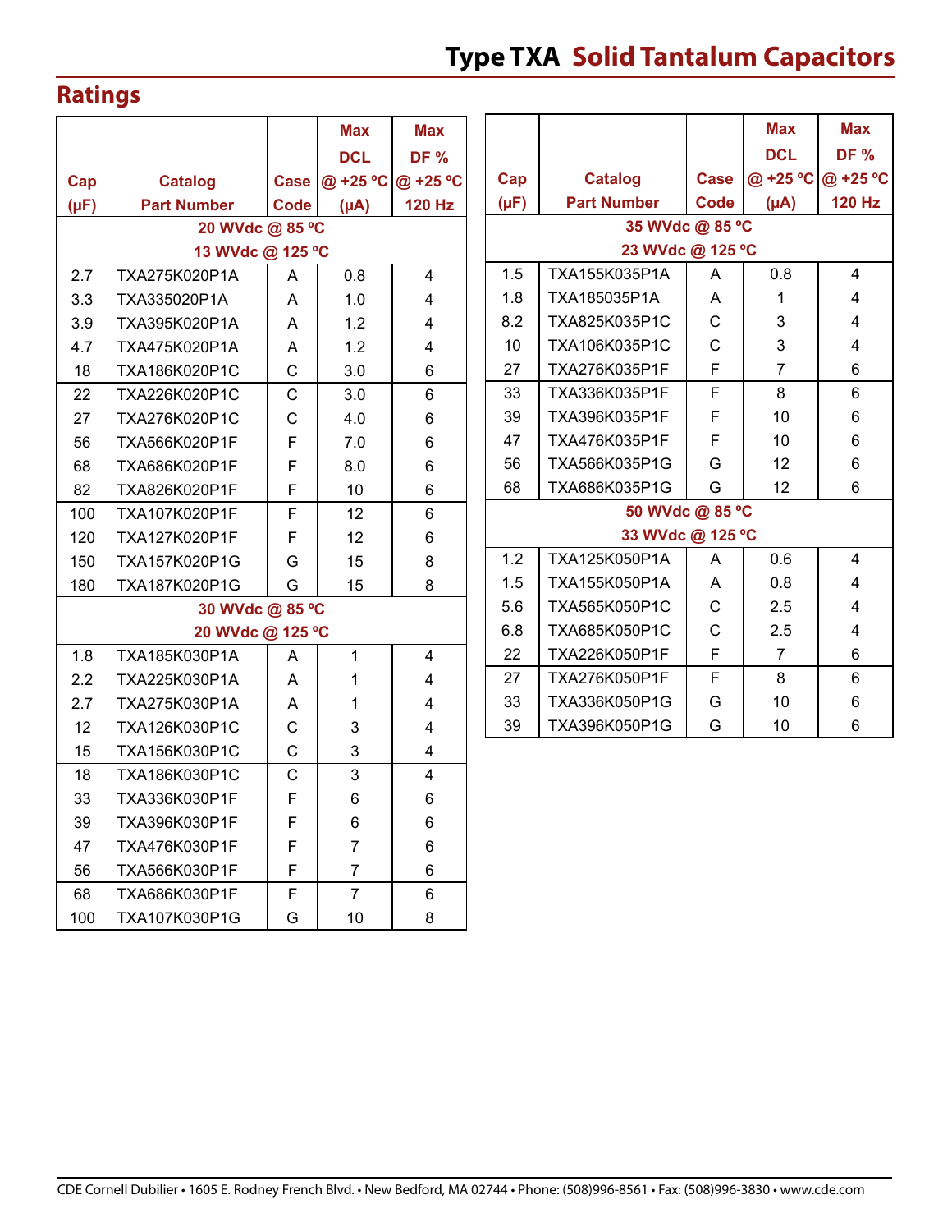## Ratings

| Cap (µF) | Catalog Part Number | Case Code | Max DCL @ +25 ºC (µA) | Max DF % @ +25 ºC 120 Hz |
|---|---|---|---|---|
| **20 WVdc @ 85 ºC 13 WVdc @ 125 ºC** | | | | |
| 2.7 | TXA275K020P1A | A | 0.8 | 4 |
| 3.3 | TXA335020P1A | A | 1.0 | 4 |
| 3.9 | TXA395K020P1A | A | 1.2 | 4 |
| 4.7 | TXA475K020P1A | A | 1.2 | 4 |
| 18 | TXA186K020P1C | C | 3.0 | 6 |
| 22 | TXA226K020P1C | C | 3.0 | 6 |
| 27 | TXA276K020P1C | C | 4.0 | 6 |
| 56 | TXA566K020P1F | F | 7.0 | 6 |
| 68 | TXA686K020P1F | F | 8.0 | 6 |
| 82 | TXA826K020P1F | F | 10 | 6 |
| 100 | TXA107K020P1F | F | 12 | 6 |
| 120 | TXA127K020P1F | F | 12 | 6 |
| 150 | TXA157K020P1G | G | 15 | 8 |
| 180 | TXA187K020P1G | G | 15 | 8 |
| **30 WVdc @ 85 ºC 20 WVdc @ 125 ºC** | | | | |
| 1.8 | TXA185K030P1A | A | 1 | 4 |
| 2.2 | TXA225K030P1A | A | 1 | 4 |
| 2.7 | TXA275K030P1A | A | 1 | 4 |
| 12 | TXA126K030P1C | C | 3 | 4 |
| 15 | TXA156K030P1C | C | 3 | 4 |
| 18 | TXA186K030P1C | C | 3 | 4 |
| 33 | TXA336K030P1F | F | 6 | 6 |
| 39 | TXA396K030P1F | F | 6 | 6 |
| 47 | TXA476K030P1F | F | 7 | 6 |
| 56 | TXA566K030P1F | F | 7 | 6 |
| 68 | TXA686K030P1F | F | 7 | 6 |
| 100 | TXA107K030P1G | G | 10 | 8 |

| Cap (µF) | Catalog Part Number | Case Code | Max DCL @ +25 ºC (µA) | Max DF % @ +25 ºC 120 Hz |
|---|---|---|---|---|
| **35 WVdc @ 85 ºC 23 WVdc @ 125 ºC** | | | | |
| 1.5 | TXA155K035P1A | A | 0.8 | 4 |
| 1.8 | TXA185035P1A | A | 1 | 4 |
| 8.2 | TXA825K035P1C | C | 3 | 4 |
| 10 | TXA106K035P1C | C | 3 | 4 |
| 27 | TXA276K035P1F | F | 7 | 6 |
| 33 | TXA336K035P1F | F | 8 | 6 |
| 39 | TXA396K035P1F | F | 10 | 6 |
| 47 | TXA476K035P1F | F | 10 | 6 |
| 56 | TXA566K035P1G | G | 12 | 6 |
| 68 | TXA686K035P1G | G | 12 | 6 |
| **50 WVdc @ 85 ºC 33 WVdc @ 125 ºC** | | | | |
| 1.2 | TXA125K050P1A | A | 0.6 | 4 |
| 1.5 | TXA155K050P1A | A | 0.8 | 4 |
| 5.6 | TXA565K050P1C | C | 2.5 | 4 |
| 6.8 | TXA685K050P1C | C | 2.5 | 4 |
| 22 | TXA226K050P1F | F | 7 | 6 |
| 27 | TXA276K050P1F | F | 8 | 6 |
| 33 | TXA336K050P1G | G | 10 | 6 |
| 39 | TXA396K050P1G | G | 10 | 6 |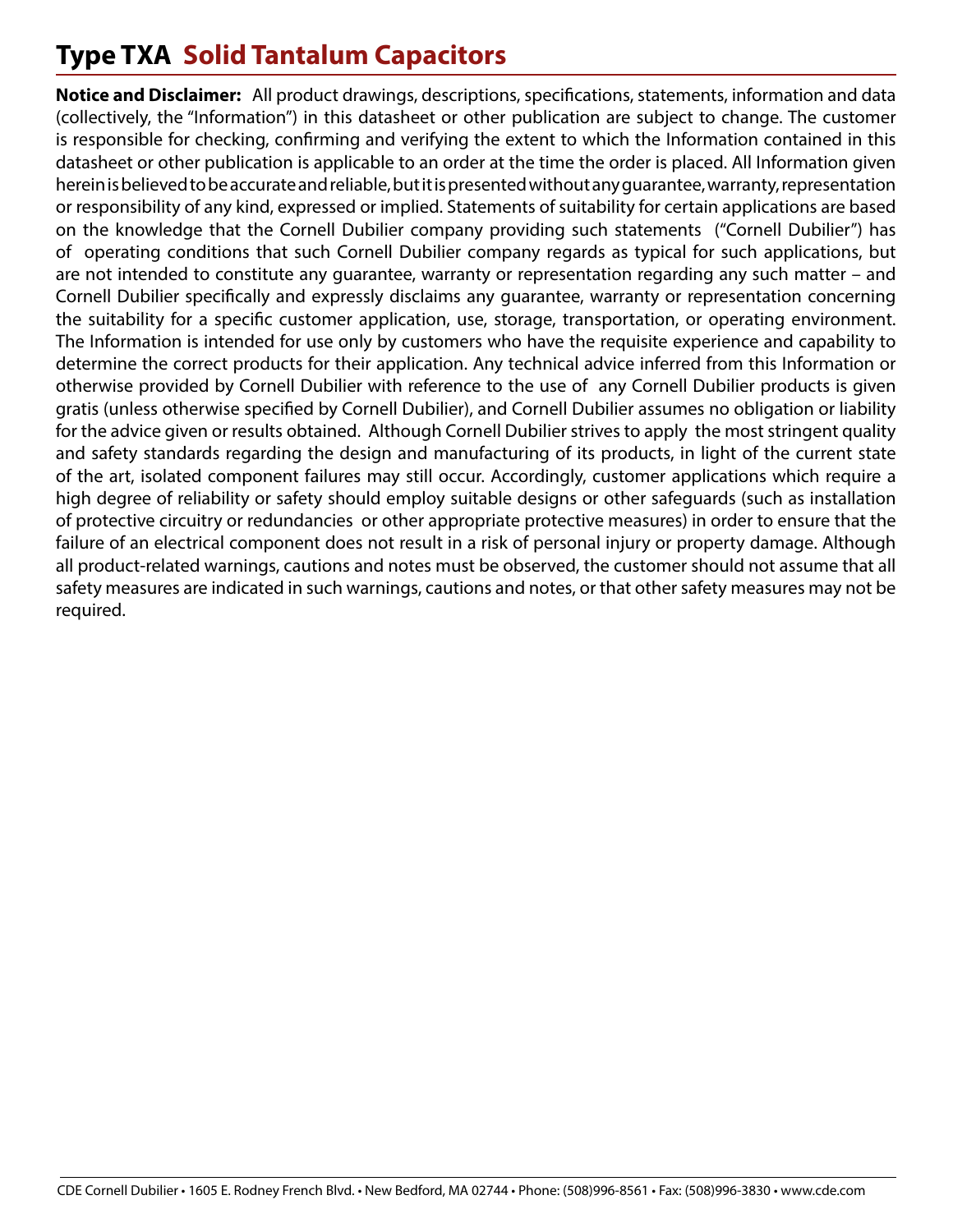# Type TXA Solid Tantalum Capacitors

**Notice and Disclaimer:** All product drawings, descriptions, specifications, statements, information and data (collectively, the "Information") in this datasheet or other publication are subject to change. The customer is responsible for checking, confirming and verifying the extent to which the Information contained in this datasheet or other publication is applicable to an order at the time the order is placed. All Information given herein is believed to be accurate and reliable, but it is presented without any guarantee, warranty, representation or responsibility of any kind, expressed or implied. Statements of suitability for certain applications are based on the knowledge that the Cornell Dubilier company providing such statements ("Cornell Dubilier") has of operating conditions that such Cornell Dubilier company regards as typical for such applications, but are not intended to constitute any guarantee, warranty or representation regarding any such matter – and Cornell Dubilier specifically and expressly disclaims any guarantee, warranty or representation concerning the suitability for a specific customer application, use, storage, transportation, or operating environment. The Information is intended for use only by customers who have the requisite experience and capability to determine the correct products for their application. Any technical advice inferred from this Information or otherwise provided by Cornell Dubilier with reference to the use of any Cornell Dubilier products is given gratis (unless otherwise specified by Cornell Dubilier), and Cornell Dubilier assumes no obligation or liability for the advice given or results obtained. Although Cornell Dubilier strives to apply the most stringent quality and safety standards regarding the design and manufacturing of its products, in light of the current state of the art, isolated component failures may still occur. Accordingly, customer applications which require a high degree of reliability or safety should employ suitable designs or other safeguards (such as installation of protective circuitry or redundancies or other appropriate protective measures) in order to ensure that the failure of an electrical component does not result in a risk of personal injury or property damage. Although all product-related warnings, cautions and notes must be observed, the customer should not assume that all safety measures are indicated in such warnings, cautions and notes, or that other safety measures may not be required.